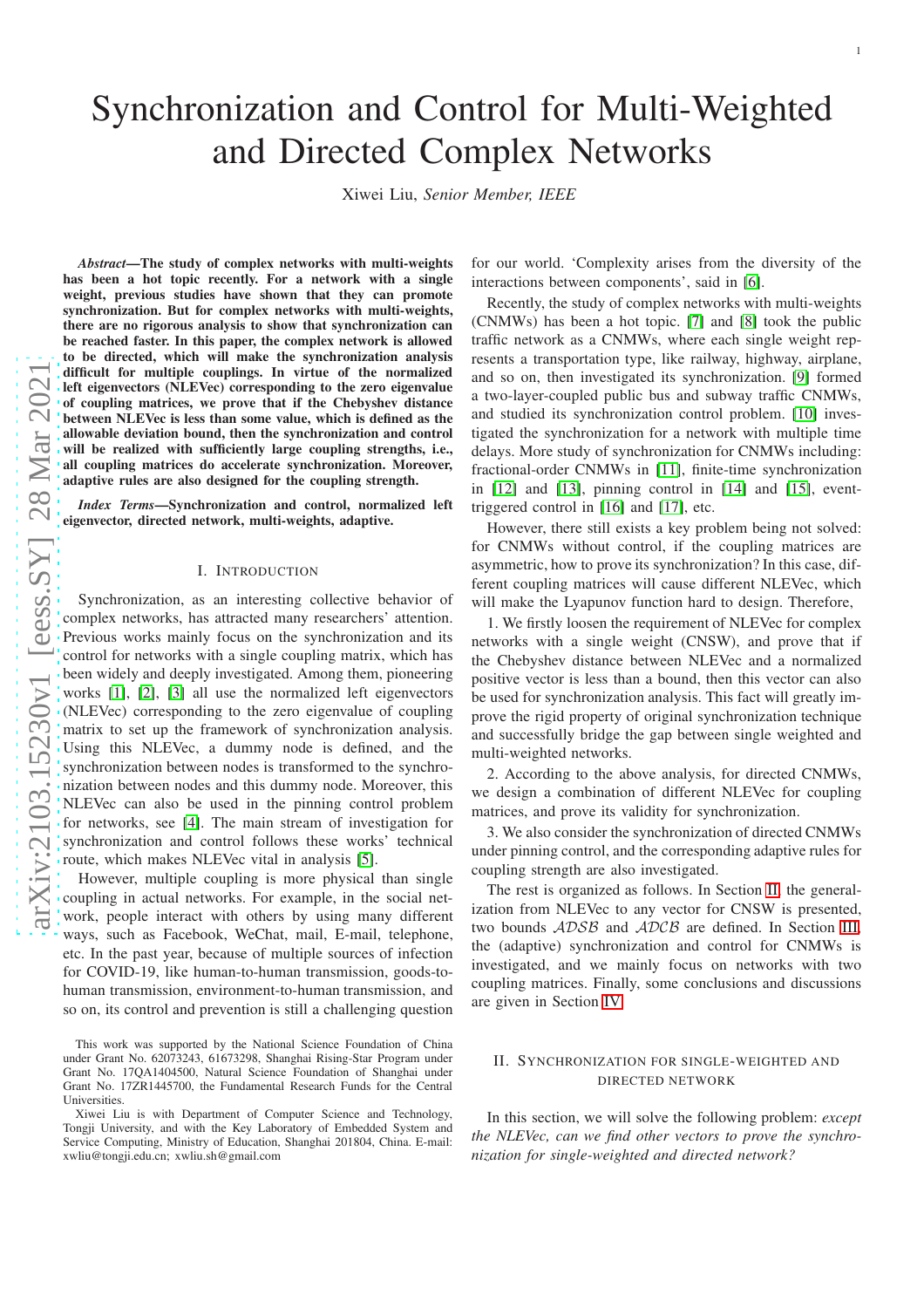# Synchronization and Control for Multi-Weighted and Directed Complex Networks

Xiwei Liu, *Senior Member, IEEE*

***Abstract*—The study of complex networks with multi-weights has been a hot topic recently. For a network with a single weight, previous studies have shown that they can promote synchronization. But for complex networks with multi-weights, there are no rigorous analysis to show that synchronization can be reached faster. In this paper, the complex network is allowed to be directed, which will make the synchronization analysis difficult for multiple couplings. In virtue of the normalized left eigenvectors (NLEVec) corresponding to the zero eigenvalue of coupling matrices, we prove that if the Chebyshev distance between NLEVec is less than some value, which is defined as the allowable deviation bound, then the synchronization and control will be realized with sufficiently large coupling strengths, i.e., all coupling matrices do accelerate synchronization. Moreover, adaptive rules are also designed for the coupling strength.**

***Index Terms*—Synchronization and control, normalized left eigenvector, directed network, multi-weights, adaptive.**

## I. Introduction

Synchronization, as an interesting collective behavior of complex networks, has attracted many researchers' attention. Previous works mainly focus on the synchronization and its control for networks with a single coupling matrix, which has been widely and deeply investigated. Among them, pioneering works [1], [2], [3] all use the normalized left eigenvectors (NLEVec) corresponding to the zero eigenvalue of coupling matrix to set up the framework of synchronization analysis. Using this NLEVec, a dummy node is defined, and the synchronization between nodes is transformed to the synchronization between nodes and this dummy node. Moreover, this NLEVec can also be used in the pinning control problem for networks, see [4]. The main stream of investigation for synchronization and control follows these works' technical route, which makes NLEVec vital in analysis [5].

However, multiple coupling is more physical than single coupling in actual networks. For example, in the social network, people interact with others by using many different ways, such as Facebook, WeChat, mail, E-mail, telephone, etc. In the past year, because of multiple sources of infection for COVID-19, like human-to-human transmission, goods-to-human transmission, environment-to-human transmission, and so on, its control and prevention is still a challenging question for our world. 'Complexity arises from the diversity of the interactions between components', said in [6].

Recently, the study of complex networks with multi-weights (CNMWs) has been a hot topic. [7] and [8] took the public traffic network as a CNMWs, where each single weight represents a transportation type, like railway, highway, airplane, and so on, then investigated its synchronization. [9] formed a two-layer-coupled public bus and subway traffic CNMWs, and studied its synchronization control problem. [10] investigated the synchronization for a network with multiple time delays. More study of synchronization for CNMWs including: fractional-order CNMWs in [11], finite-time synchronization in [12] and [13], pinning control in [14] and [15], event-triggered control in [16] and [17], etc.

However, there still exists a key problem being not solved: for CNMWs without control, if the coupling matrices are asymmetric, how to prove its synchronization? In this case, different coupling matrices will cause different NLEVec, which will make the Lyapunov function hard to design. Therefore,

1. We firstly loosen the requirement of NLEVec for complex networks with a single weight (CNSW), and prove that if the Chebyshev distance between NLEVec and a normalized positive vector is less than a bound, then this vector can also be used for synchronization analysis. This fact will greatly improve the rigid property of original synchronization technique and successfully bridge the gap between single weighted and multi-weighted networks.

2. According to the above analysis, for directed CNMWs, we design a combination of different NLEVec for coupling matrices, and prove its validity for synchronization.

3. We also consider the synchronization of directed CNMWs under pinning control, and the corresponding adaptive rules for coupling strength are also investigated.

The rest is organized as follows. In Section II, the generalization from NLEVec to any vector for CNSW is presented, two bounds $\mathcal{ADSB}$ and $\mathcal{ADCB}$ are defined. In Section III, the (adaptive) synchronization and control for CNMWs is investigated, and we mainly focus on networks with two coupling matrices. Finally, some conclusions and discussions are given in Section IV.

This work was supported by the National Science Foundation of China under Grant No. 62073243, 61673298, Shanghai Rising-Star Program under Grant No. 17QA1404500, Natural Science Foundation of Shanghai under Grant No. 17ZR1445700, the Fundamental Research Funds for the Central Universities.

Xiwei Liu is with Department of Computer Science and Technology, Tongji University, and with the Key Laboratory of Embedded System and Service Computing, Ministry of Education, Shanghai 201804, China. E-mail: xwliu@tongji.edu.cn; xwliu.sh@gmail.com

## II. Synchronization for Single-Weighted and Directed Network

In this section, we will solve the following problem: *except the NLEVec, can we find other vectors to prove the synchronization for single-weighted and directed network?*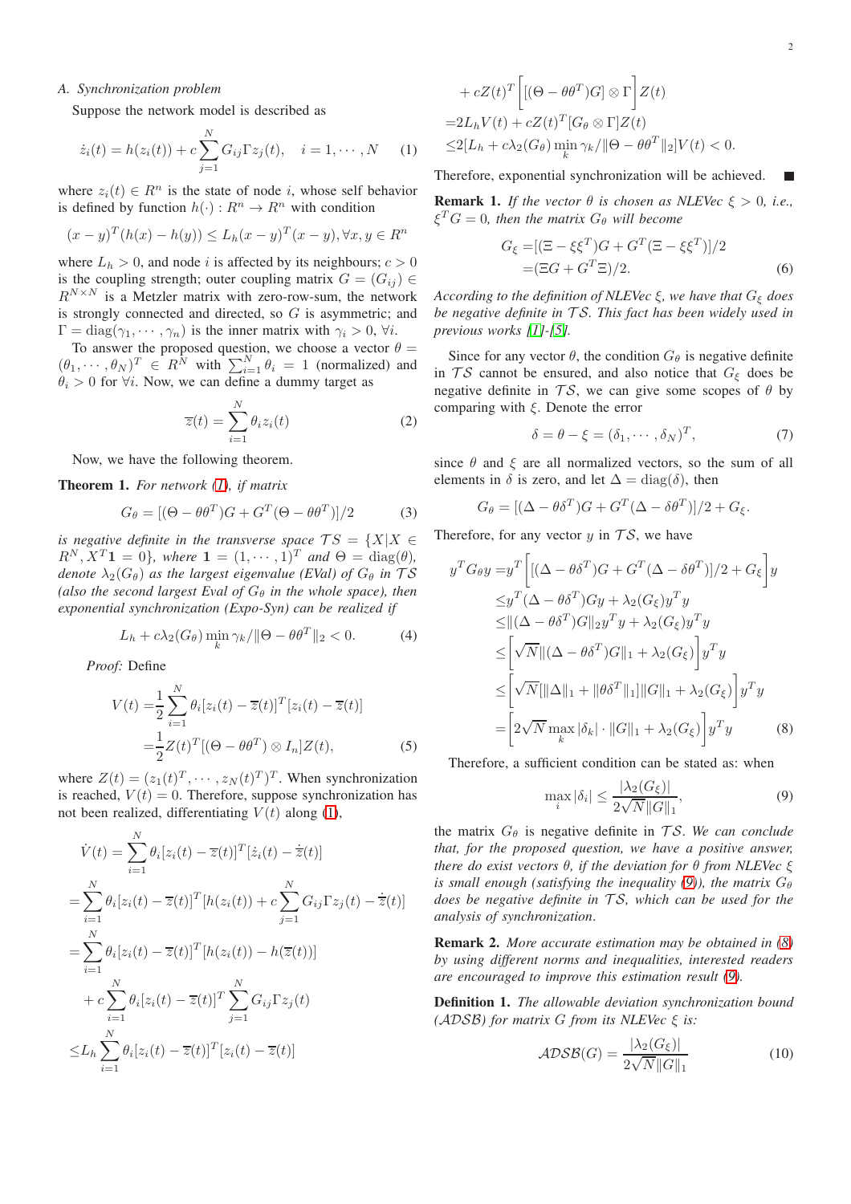### A. Synchronization problem

Suppose the network model is described as

$$\dot{z}_i(t) = h(z_i(t)) + c\sum_{j=1}^{N} G_{ij}\Gamma z_j(t), \quad i = 1, \cdots, N \qquad (1)$$

where $z_i(t) \in R^n$ is the state of node $i$, whose self behavior is defined by function $h(\cdot): R^n \to R^n$ with condition

$$(x-y)^T(h(x)-h(y)) \le L_h(x-y)^T(x-y), \forall x, y \in R^n$$

where $L_h > 0$, and node $i$ is affected by its neighbours; $c > 0$ is the coupling strength; outer coupling matrix $G = (G_{ij}) \in R^{N\times N}$ is a Metzler matrix with zero-row-sum, the network is strongly connected and directed, so $G$ is asymmetric; and $\Gamma = \text{diag}(\gamma_1, \cdots, \gamma_n)$ is the inner matrix with $\gamma_i > 0$, $\forall i$.

To answer the proposed question, we choose a vector $\theta = (\theta_1, \cdots, \theta_N)^T \in R^N$ with $\sum_{i=1}^{N}\theta_i = 1$ (normalized) and $\theta_i > 0$ for $\forall i$. Now, we can define a dummy target as

$$\overline{z}(t) = \sum_{i=1}^{N}\theta_i z_i(t) \qquad (2)$$

Now, we have the following theorem.

**Theorem 1.** *For network (1), if matrix*

$$G_\theta = [(\Theta - \theta\theta^T)G + G^T(\Theta - \theta\theta^T)]/2 \qquad (3)$$

*is negative definite in the transverse space $\mathcal{TS} = \{X | X \in R^N, X^T\mathbf{1} = 0\}$, where $\mathbf{1} = (1, \cdots, 1)^T$ and $\Theta = \text{diag}(\theta)$, denote $\lambda_2(G_\theta)$ as the largest eigenvalue (EVal) of $G_\theta$ in $\mathcal{TS}$ (also the second largest Eval of $G_\theta$ in the whole space), then exponential synchronization (Expo-Syn) can be realized if*

$$L_h + c\lambda_2(G_\theta)\min_k \gamma_k / \|\Theta - \theta\theta^T\|_2 < 0. \qquad (4)$$

*Proof:* Define

$$\begin{aligned} V(t) =& \frac{1}{2}\sum_{i=1}^{N}\theta_i[z_i(t) - \overline{z}(t)]^T[z_i(t) - \overline{z}(t)] \\ =& \frac{1}{2}Z(t)^T[(\Theta - \theta\theta^T)\otimes I_n]Z(t), \end{aligned} \qquad (5)$$

where $Z(t) = (z_1(t)^T, \cdots, z_N(t)^T)^T$. When synchronization is reached, $V(t) = 0$. Therefore, suppose synchronization has not been realized, differentiating $V(t)$ along (1),

$$\begin{aligned} \dot{V}(t) =& \sum_{i=1}^{N}\theta_i[z_i(t) - \overline{z}(t)]^T[\dot{z}_i(t) - \dot{\overline{z}}(t)] \\ =& \sum_{i=1}^{N}\theta_i[z_i(t) - \overline{z}(t)]^T[h(z_i(t)) + c\sum_{j=1}^{N}G_{ij}\Gamma z_j(t) - \dot{\overline{z}}(t)] \\ =& \sum_{i=1}^{N}\theta_i[z_i(t) - \overline{z}(t)]^T[h(z_i(t)) - h(\overline{z}(t))] \\ &+ c\sum_{i=1}^{N}\theta_i[z_i(t) - \overline{z}(t)]^T\sum_{j=1}^{N}G_{ij}\Gamma z_j(t) \\ \le& L_h\sum_{i=1}^{N}\theta_i[z_i(t) - \overline{z}(t)]^T[z_i(t) - \overline{z}(t)] \\ &+ cZ(t)^T\left[[(\Theta - \theta\theta^T)G]\otimes\Gamma\right]Z(t) \\ =& 2L_hV(t) + cZ(t)^T[G_\theta\otimes\Gamma]Z(t) \\ \le& 2[L_h + c\lambda_2(G_\theta)\min_k\gamma_k/\|\Theta - \theta\theta^T\|_2]V(t) < 0. \end{aligned}$$

Therefore, exponential synchronization will be achieved. ■

**Remark 1.** *If the vector $\theta$ is chosen as NLEVec $\xi > 0$, i.e., $\xi^T G = 0$, then the matrix $G_\theta$ will become*

$$\begin{aligned} G_\xi =& [(\Xi - \xi\xi^T)G + G^T(\Xi - \xi\xi^T)]/2 \\ =& (\Xi G + G^T\Xi)/2. \end{aligned} \qquad (6)$$

*According to the definition of NLEVec $\xi$, we have that $G_\xi$ does be negative definite in $\mathcal{TS}$. This fact has been widely used in previous works [1]-[5].*

Since for any vector $\theta$, the condition $G_\theta$ is negative definite in $\mathcal{TS}$ cannot be ensured, and also notice that $G_\xi$ does be negative definite in $\mathcal{TS}$, we can give some scopes of $\theta$ by comparing with $\xi$. Denote the error

$$\delta = \theta - \xi = (\delta_1, \cdots, \delta_N)^T, \qquad (7)$$

since $\theta$ and $\xi$ are all normalized vectors, so the sum of all elements in $\delta$ is zero, and let $\Delta = \text{diag}(\delta)$, then

$$G_\theta = [(\Delta - \theta\delta^T)G + G^T(\Delta - \delta\theta^T)]/2 + G_\xi.$$

Therefore, for any vector $y$ in $\mathcal{TS}$, we have

$$\begin{aligned} y^TG_\theta y =& y^T\left[[(\Delta - \theta\delta^T)G + G^T(\Delta - \delta\theta^T)]/2 + G_\xi\right]y \\ \le& y^T(\Delta - \theta\delta^T)Gy + \lambda_2(G_\xi)y^Ty \\ \le& \|(\Delta - \theta\delta^T)G\|_2 y^Ty + \lambda_2(G_\xi)y^Ty \\ \le& \left[\sqrt{N}\|(\Delta - \theta\delta^T)G\|_1 + \lambda_2(G_\xi)\right]y^Ty \\ \le& \left[\sqrt{N}[\|\Delta\|_1 + \|\theta\delta^T\|_1]\|G\|_1 + \lambda_2(G_\xi)\right]y^Ty \\ =& \left[2\sqrt{N}\max_k|\delta_k|\cdot\|G\|_1 + \lambda_2(G_\xi)\right]y^Ty \end{aligned} \qquad (8)$$

Therefore, a sufficient condition can be stated as: when

$$\max_i|\delta_i| \le \frac{|\lambda_2(G_\xi)|}{2\sqrt{N}\|G\|_1}, \qquad (9)$$

the matrix $G_\theta$ is negative definite in $\mathcal{TS}$. *We can conclude that, for the proposed question, we have a positive answer, there do exist vectors $\theta$, if the deviation for $\theta$ from NLEVec $\xi$ is small enough (satisfying the inequality (9)), the matrix $G_\theta$ does be negative definite in $\mathcal{TS}$, which can be used for the analysis of synchronization.*

**Remark 2.** *More accurate estimation may be obtained in (8) by using different norms and inequalities, interested readers are encouraged to improve this estimation result (9).*

**Definition 1.** *The allowable deviation synchronization bound ($\mathcal{ADSB}$) for matrix $G$ from its NLEVec $\xi$ is:*

$$\mathcal{ADSB}(G) = \frac{|\lambda_2(G_\xi)|}{2\sqrt{N}\|G\|_1} \qquad (10)$$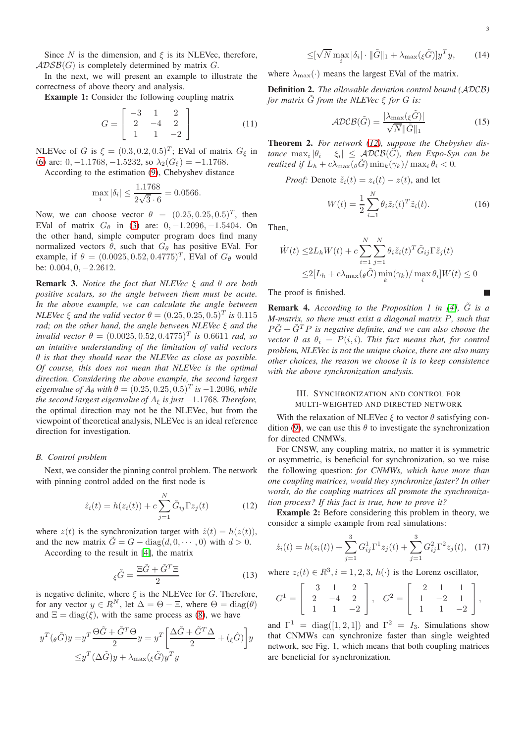Since $N$ is the dimension, and $\xi$ is its NLEVec, therefore, $\mathcal{ADSB}(G)$ is completely determined by matrix $G$.

In the next, we will present an example to illustrate the correctness of above theory and analysis.

**Example 1:** Consider the following coupling matrix

$$G = \begin{bmatrix} -3 & 1 & 2 \\ 2 & -4 & 2 \\ 1 & 1 & -2 \end{bmatrix} \tag{11}$$

NLEVec of $G$ is $\xi = (0.3, 0.2, 0.5)^T$; EVal of matrix $G_\xi$ in (6) are: $0, -1.1768, -1.5232$, so $\lambda_2(G_\xi) = -1.1768$.

According to the estimation (9), Chebyshev distance

$$\max_i |\delta_i| \le \frac{1.1768}{2\sqrt{3}\cdot 6} = 0.0566.$$

Now, we can choose vector $\theta = (0.25, 0.25, 0.5)^T$, then EVal of matrix $G_\theta$ in (3) are: $0, -1.2096, -1.5404$. On the other hand, simple computer program does find many normalized vectors $\theta$, such that $G_\theta$ has positive EVal. For example, if $\theta = (0.0025, 0.52, 0.4775)^T$, EVal of $G_\theta$ would be: $0.004, 0, -2.2612$.

**Remark 3.** *Notice the fact that NLEVec $\xi$ and $\theta$ are both positive scalars, so the angle between them must be acute. In the above example, we can calculate the angle between NLEVec $\xi$ and the valid vector $\theta = (0.25, 0.25, 0.5)^T$ is 0.115 rad; on the other hand, the angle between NLEVec $\xi$ and the invalid vector $\theta = (0.0025, 0.52, 0.4775)^T$ is 0.6611 rad, so an intuitive understanding of the limitation of valid vectors $\theta$ is that they should near the NLEVec as close as possible. Of course, this does not mean that NLEVec is the optimal direction. Considering the above example, the second largest eigenvalue of $A_\theta$ with $\theta = (0.25, 0.25, 0.5)^T$ is $-1.2096$, while the second largest eigenvalue of $A_\xi$ is just $-1.1768$. Therefore,* the optimal direction may not be the NLEVec, but from the viewpoint of theoretical analysis, NLEVec is an ideal reference direction for investigation.

### B. Control problem

Next, we consider the pinning control problem. The network with pinning control added on the first node is

$$\dot{z}_i(t) = h(z_i(t)) + c\sum_{j=1}^{N} \tilde{G}_{ij}\Gamma z_j(t) \tag{12}$$

where $z(t)$ is the synchronization target with $\dot{z}(t) = h(z(t))$, and the new matrix $\tilde{G} = G - \text{diag}(d, 0, \cdots, 0)$ with $d > 0$.

According to the result in [4], the matrix

$${}_\xi\tilde{G} = \frac{\Xi\tilde{G} + \tilde{G}^T\Xi}{2} \tag{13}$$

is negative definite, where $\xi$ is the NLEVec for $G$. Therefore, for any vector $y \in R^N$, let $\Delta = \Theta - \Xi$, where $\Theta = \text{diag}(\theta)$ and $\Xi = \text{diag}(\xi)$, with the same process as (8), we have

$$\begin{aligned} y^T({}_\theta\tilde{G})y =& y^T\frac{\Theta\tilde{G} + \tilde{G}^T\Theta}{2}y = y^T\left[\frac{\Delta\tilde{G} + \tilde{G}^T\Delta}{2} + ({}_\xi\tilde{G})\right]y \\ \le& y^T(\Delta\tilde{G})y + \lambda_{\max}({}_\xi\tilde{G})y^Ty \\ \le& [\sqrt{N}\max_i |\delta_i| \cdot \|\tilde{G}\|_1 + \lambda_{\max}({}_\xi\tilde{G})]y^Ty, \end{aligned} \tag{14}$$

where $\lambda_{\max}(\cdot)$ means the largest EVal of the matrix.

**Definition 2.** *The allowable deviation control bound ($\mathcal{ADCB}$) for matrix $\tilde{G}$ from the NLEVec $\xi$ for $G$ is:*

$$\mathcal{ADCB}(\tilde{G}) = \frac{|\lambda_{\max}({}_\xi\tilde{G})|}{\sqrt{N}\|\tilde{G}\|_1} \tag{15}$$

**Theorem 2.** *For network (12), suppose the Chebyshev distance $\max_i |\theta_i - \xi_i| \le \mathcal{ADCB}(\tilde{G})$, then Expo-Syn can be realized if $L_h + c\lambda_{\max}({}_\theta\tilde{G})\min_k(\gamma_k)/\max_i \theta_i < 0$.*

*Proof:* Denote $\tilde{z}_i(t) = z_i(t) - z(t)$, and let

$$W(t) = \frac{1}{2}\sum_{i=1}^{N} \theta_i\tilde{z}_i(t)^T\tilde{z}_i(t). \tag{16}$$

Then,

$$\begin{aligned} \dot{W}(t) \le& 2L_hW(t) + c\sum_{i=1}^{N}\sum_{j=1}^{N}\theta_i\tilde{z}_i(t)^T\tilde{G}_{ij}\Gamma\tilde{z}_j(t) \\ \le& 2[L_h + c\lambda_{\max}({}_\theta\tilde{G})\min_k(\gamma_k)/\max_i \theta_i]W(t) \le 0 \end{aligned}$$

The proof is finished. ∎

**Remark 4.** *According to the Proposition 1 in [4], $\tilde{G}$ is a M-matrix, so there must exist a diagonal matrix $P$, such that $P\tilde{G} + \tilde{G}^TP$ is negative definite, and we can also choose the vector $\theta$ as $\theta_i = P(i,i)$. This fact means that, for control problem, NLEVec is not the unique choice, there are also many other choices, the reason we choose it is to keep consistence with the above synchronization analysis.*

## III. Synchronization and Control for Multi-Weighted and Directed Network

With the relaxation of NLEVec $\xi$ to vector $\theta$ satisfying condition (9), we can use this $\theta$ to investigate the synchronization for directed CNMWs.

For CNSW, any coupling matrix, no matter it is symmetric or asymmetric, is beneficial for synchronization, so we raise the following question: *for CNMWs, which have more than one coupling matrices, would they synchronize faster? In other words, do the coupling matrices all promote the synchronization process? If this fact is true, how to prove it?*

**Example 2:** Before considering this problem in theory, we consider a simple example from real simulations:

$$\dot{z}_i(t) = h(z_i(t)) + \sum_{j=1}^{3} G^1_{ij}\Gamma^1 z_j(t) + \sum_{j=1}^{3} G^2_{ij}\Gamma^2 z_j(t), \tag{17}$$

where $z_i(t) \in R^3, i = 1, 2, 3$, $h(\cdot)$ is the Lorenz oscillator,

$$G^1 = \begin{bmatrix} -3 & 1 & 2 \\ 2 & -4 & 2 \\ 1 & 1 & -2 \end{bmatrix}, \quad G^2 = \begin{bmatrix} -2 & 1 & 1 \\ 1 & -2 & 1 \\ 1 & 1 & -2 \end{bmatrix},$$

and $\Gamma^1 = \text{diag}([1, 2, 1])$ and $\Gamma^2 = I_3$. Simulations show that CNMWs can synchronize faster than single weighted network, see Fig. 1, which means that both coupling matrices are beneficial for synchronization.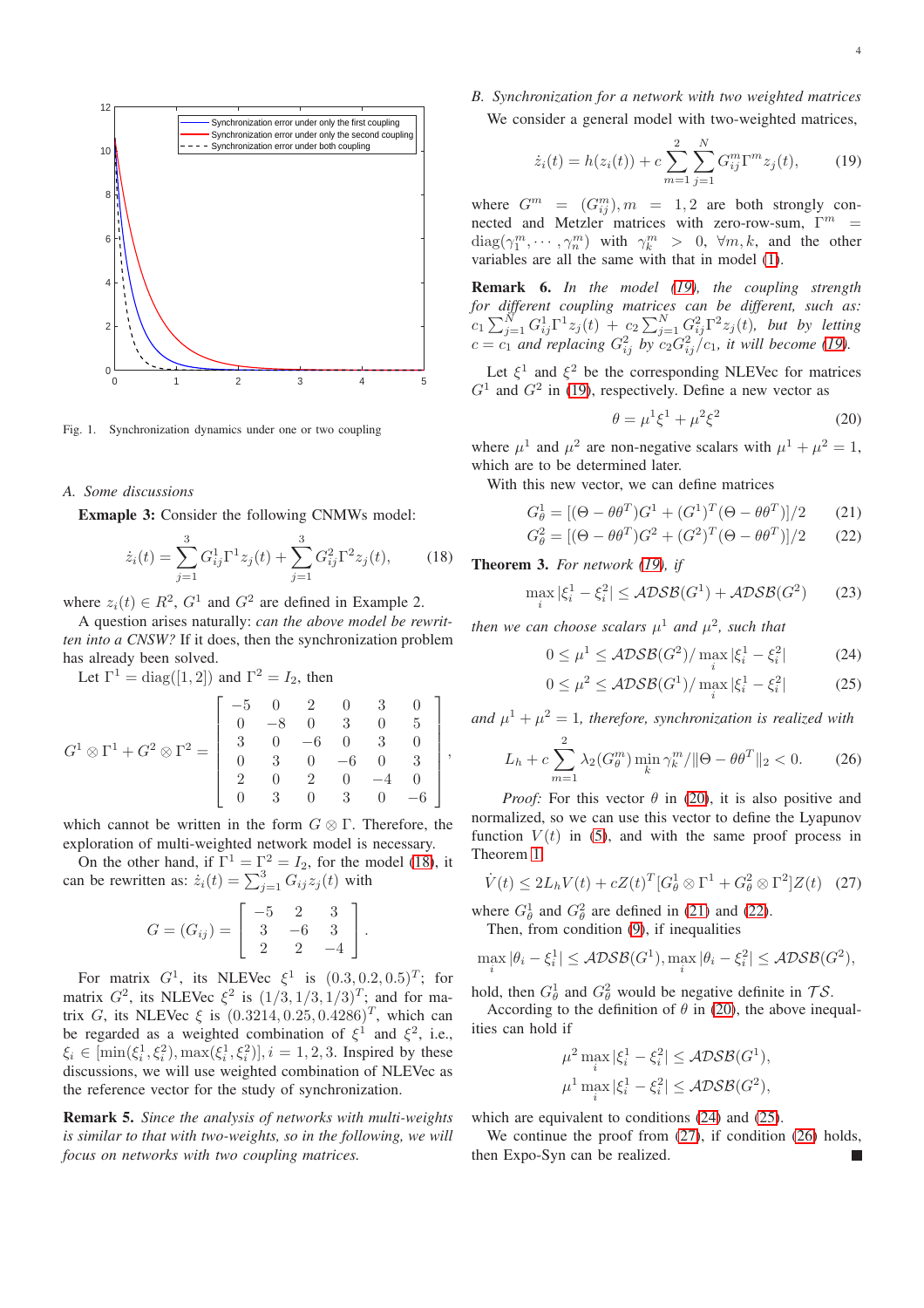Fig. 1. Synchronization dynamics under one or two coupling

### A. Some discussions

**Exmaple 3:** Consider the following CNMWs model:

$$\dot{z}_i(t) = \sum_{j=1}^{3} G^1_{ij}\Gamma^1 z_j(t) + \sum_{j=1}^{3} G^2_{ij}\Gamma^2 z_j(t), \qquad (18)$$

where $z_i(t) \in R^2$, $G^1$ and $G^2$ are defined in Example 2.

A question arises naturally: *can the above model be rewritten into a CNSW?* If it does, then the synchronization problem has already been solved.

Let $\Gamma^1 = \mathrm{diag}([1, 2])$ and $\Gamma^2 = I_2$, then

$$G^1 \otimes \Gamma^1 + G^2 \otimes \Gamma^2 = \begin{bmatrix} -5 & 0 & 2 & 0 & 3 & 0 \\ 0 & -8 & 0 & 3 & 0 & 5 \\ 3 & 0 & -6 & 0 & 3 & 0 \\ 0 & 3 & 0 & -6 & 0 & 3 \\ 2 & 0 & 2 & 0 & -4 & 0 \\ 0 & 3 & 0 & 3 & 0 & -6 \end{bmatrix},$$

which cannot be written in the form $G \otimes \Gamma$. Therefore, the exploration of multi-weighted network model is necessary.

On the other hand, if $\Gamma^1 = \Gamma^2 = I_2$, for the model (18), it can be rewritten as: $\dot{z}_i(t) = \sum_{j=1}^{3} G_{ij} z_j(t)$ with

$$G = (G_{ij}) = \begin{bmatrix} -5 & 2 & 3 \\ 3 & -6 & 3 \\ 2 & 2 & -4 \end{bmatrix}.$$

For matrix $G^1$, its NLEVec $\xi^1$ is $(0.3, 0.2, 0.5)^T$; for matrix $G^2$, its NLEVec $\xi^2$ is $(1/3, 1/3, 1/3)^T$; and for matrix $G$, its NLEVec $\xi$ is $(0.3214, 0.25, 0.4286)^T$, which can be regarded as a weighted combination of $\xi^1$ and $\xi^2$, i.e., $\xi_i \in [\min(\xi^1_i, \xi^2_i), \max(\xi^1_i, \xi^2_i)], i = 1, 2, 3$. Inspired by these discussions, we will use weighted combination of NLEVec as the reference vector for the study of synchronization.

**Remark 5.** *Since the analysis of networks with multi-weights is similar to that with two-weights, so in the following, we will focus on networks with two coupling matrices.*

### B. Synchronization for a network with two weighted matrices

We consider a general model with two-weighted matrices,

$$\dot{z}_i(t) = h(z_i(t)) + c\sum_{m=1}^{2}\sum_{j=1}^{N} G^m_{ij}\Gamma^m z_j(t), \qquad (19)$$

where $G^m = (G^m_{ij}), m = 1, 2$ are both strongly connected and Metzler matrices with zero-row-sum, $\Gamma^m = \mathrm{diag}(\gamma^m_1, \cdots, \gamma^m_n)$ with $\gamma^m_k > 0$, $\forall m, k$, and the other variables are all the same with that in model (1).

**Remark 6.** *In the model (19), the coupling strength for different coupling matrices can be different, such as: $c_1\sum_{j=1}^{N} G^1_{ij}\Gamma^1 z_j(t) + c_2\sum_{j=1}^{N} G^2_{ij}\Gamma^2 z_j(t)$, but by letting $c = c_1$ and replacing $G^2_{ij}$ by $c_2 G^2_{ij}/c_1$, it will become (19).*

Let $\xi^1$ and $\xi^2$ be the corresponding NLEVec for matrices $G^1$ and $G^2$ in (19), respectively. Define a new vector as

$$\theta = \mu^1\xi^1 + \mu^2\xi^2 \qquad (20)$$

where $\mu^1$ and $\mu^2$ are non-negative scalars with $\mu^1 + \mu^2 = 1$, which are to be determined later.

With this new vector, we can define matrices

$$G^1_\theta = [(\Theta - \theta\theta^T)G^1 + (G^1)^T(\Theta - \theta\theta^T)]/2 \qquad (21)$$
$$G^2_\theta = [(\Theta - \theta\theta^T)G^2 + (G^2)^T(\Theta - \theta\theta^T)]/2 \qquad (22)$$

**Theorem 3.** *For network (19), if*

$$\max_i |\xi^1_i - \xi^2_i| \le \mathcal{ADSB}(G^1) + \mathcal{ADSB}(G^2) \qquad (23)$$

*then we can choose scalars $\mu^1$ and $\mu^2$, such that*

$$0 \le \mu^1 \le \mathcal{ADSB}(G^2)/\max_i |\xi^1_i - \xi^2_i| \qquad (24)$$
$$0 \le \mu^2 \le \mathcal{ADSB}(G^1)/\max_i |\xi^1_i - \xi^2_i| \qquad (25)$$

*and $\mu^1 + \mu^2 = 1$, therefore, synchronization is realized with*

$$L_h + c\sum_{m=1}^{2} \lambda_2(G^m_\theta)\min_k \gamma^m_k/\|\Theta - \theta\theta^T\|_2 < 0. \qquad (26)$$

*Proof:* For this vector $\theta$ in (20), it is also positive and normalized, so we can use this vector to define the Lyapunov function $V(t)$ in (5), and with the same proof process in Theorem 1,

$$\dot{V}(t) \le 2L_h V(t) + cZ(t)^T[G^1_\theta \otimes \Gamma^1 + G^2_\theta \otimes \Gamma^2]Z(t) \quad (27)$$

where $G^1_\theta$ and $G^2_\theta$ are defined in (21) and (22).

Then, from condition (9), if inequalities

$$\max_i |\theta_i - \xi^1_i| \le \mathcal{ADSB}(G^1), \max_i |\theta_i - \xi^2_i| \le \mathcal{ADSB}(G^2),$$

hold, then $G^1_\theta$ and $G^2_\theta$ would be negative definite in $\mathcal{TS}$.

According to the definition of $\theta$ in (20), the above inequalities can hold if

$$\mu^2 \max_i |\xi^1_i - \xi^2_i| \le \mathcal{ADSB}(G^1),$$
$$\mu^1 \max_i |\xi^1_i - \xi^2_i| \le \mathcal{ADSB}(G^2),$$

which are equivalent to conditions (24) and (25).

We continue the proof from (27), if condition (26) holds, then Expo-Syn can be realized. ∎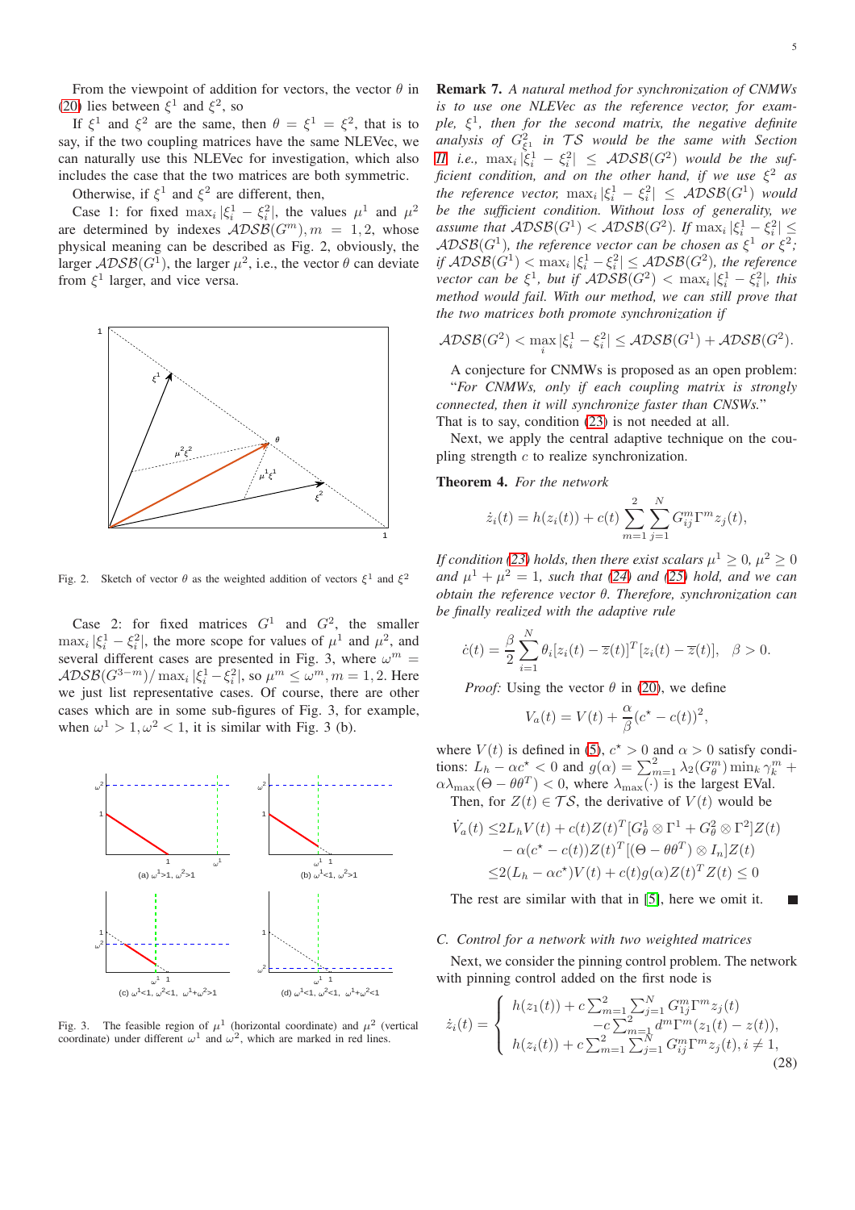From the viewpoint of addition for vectors, the vector $\theta$ in (20) lies between $\xi^1$ and $\xi^2$, so

If $\xi^1$ and $\xi^2$ are the same, then $\theta = \xi^1 = \xi^2$, that is to say, if the two coupling matrices have the same NLEVec, we can naturally use this NLEVec for investigation, which also includes the case that the two matrices are both symmetric.

Otherwise, if $\xi^1$ and $\xi^2$ are different, then,

Case 1: for fixed $\max_i |\xi_i^1 - \xi_i^2|$, the values $\mu^1$ and $\mu^2$ are determined by indexes $\mathcal{ADSB}(G^m), m = 1, 2$, whose physical meaning can be described as Fig. 2, obviously, the larger $\mathcal{ADSB}(G^1)$, the larger $\mu^2$, i.e., the vector $\theta$ can deviate from $\xi^1$ larger, and vice versa.

Fig. 2. Sketch of vector $\theta$ as the weighted addition of vectors $\xi^1$ and $\xi^2$

Case 2: for fixed matrices $G^1$ and $G^2$, the smaller $\max_i |\xi_i^1 - \xi_i^2|$, the more scope for values of $\mu^1$ and $\mu^2$, and several different cases are presented in Fig. 3, where $\omega^m = \mathcal{ADSB}(G^{3-m}) / \max_i |\xi_i^1 - \xi_i^2|$, so $\mu^m \leq \omega^m, m = 1, 2$. Here we just list representative cases. Of course, there are other cases which are in some sub-figures of Fig. 3, for example, when $\omega^1 > 1, \omega^2 < 1$, it is similar with Fig. 3 (b).

Fig. 3. The feasible region of $\mu^1$ (horizontal coordinate) and $\mu^2$ (vertical coordinate) under different $\omega^1$ and $\omega^2$, which are marked in red lines.

**Remark 7.** *A natural method for synchronization of CNMWs is to use one NLEVec as the reference vector, for example, $\xi^1$, then for the second matrix, the negative definite analysis of $G^2_{\xi^1}$ in $\mathcal{TS}$ would be the same with Section III i.e., $\max_i |\xi_i^1 - \xi_i^2| \leq \mathcal{ADSB}(G^2)$ would be the sufficient condition, and on the other hand, if we use $\xi^2$ as the reference vector, $\max_i |\xi_i^1 - \xi_i^2| \leq \mathcal{ADSB}(G^1)$ would be the sufficient condition. Without loss of generality, we assume that $\mathcal{ADSB}(G^1) < \mathcal{ADSB}(G^2)$. If $\max_i |\xi_i^1 - \xi_i^2| \leq \mathcal{ADSB}(G^1)$, the reference vector can be chosen as $\xi^1$ or $\xi^2$; if $\mathcal{ADSB}(G^1) < \max_i |\xi_i^1 - \xi_i^2| \leq \mathcal{ADSB}(G^2)$, the reference vector can be $\xi^1$, but if $\mathcal{ADSB}(G^2) < \max_i |\xi_i^1 - \xi_i^2|$, this method would fail. With our method, we can still prove that the two matrices both promote synchronization if*

$$\mathcal{ADSB}(G^2) < \max_i |\xi_i^1 - \xi_i^2| \leq \mathcal{ADSB}(G^1) + \mathcal{ADSB}(G^2).$$

A conjecture for CNMWs is proposed as an open problem: "*For CNMWs, only if each coupling matrix is strongly connected, then it will synchronize faster than CNSWs.*" That is to say, condition (23) is not needed at all.

Next, we apply the central adaptive technique on the coupling strength $c$ to realize synchronization.

**Theorem 4.** *For the network*

$$\dot{z}_i(t) = h(z_i(t)) + c(t) \sum_{m=1}^{2} \sum_{j=1}^{N} G_{ij}^m \Gamma^m z_j(t),$$

*If condition (23) holds, then there exist scalars $\mu^1 \geq 0$, $\mu^2 \geq 0$ and $\mu^1 + \mu^2 = 1$, such that (24) and (25) hold, and we can obtain the reference vector $\theta$. Therefore, synchronization can be finally realized with the adaptive rule*

$$\dot{c}(t) = \frac{\beta}{2} \sum_{i=1}^{N} \theta_i [z_i(t) - \overline{z}(t)]^T [z_i(t) - \overline{z}(t)], \quad \beta > 0.$$

*Proof:* Using the vector $\theta$ in (20), we define

$$V_a(t) = V(t) + \frac{\alpha}{\beta}(c^\star - c(t))^2,$$

where $V(t)$ is defined in (5), $c^\star > 0$ and $\alpha > 0$ satisfy conditions: $L_h - \alpha c^\star < 0$ and $g(\alpha) = \sum_{m=1}^{2} \lambda_2(G_\theta^m) \min_k \gamma_k^m + \alpha \lambda_{\max}(\Theta - \theta\theta^T) < 0$, where $\lambda_{\max}(\cdot)$ is the largest EVal.

Then, for $Z(t) \in \mathcal{TS}$, the derivative of $V(t)$ would be

$$\begin{aligned}
\dot{V}_a(t) \leq & 2L_h V(t) + c(t) Z(t)^T [G_\theta^1 \otimes \Gamma^1 + G_\theta^2 \otimes \Gamma^2] Z(t) \\
& - \alpha(c^\star - c(t)) Z(t)^T [(\Theta - \theta\theta^T) \otimes I_n] Z(t) \\
\leq & 2(L_h - \alpha c^\star) V(t) + c(t) g(\alpha) Z(t)^T Z(t) \leq 0
\end{aligned}$$

The rest are similar with that in [5], here we omit it. ■

### C. Control for a network with two weighted matrices

Next, we consider the pinning control problem. The network with pinning control added on the first node is

$$\dot{z}_i(t) = \begin{cases} h(z_1(t)) + c \sum_{m=1}^{2} \sum_{j=1}^{N} G_{1j}^m \Gamma^m z_j(t) \\ \qquad - c \sum_{m=1}^{2} d^m \Gamma^m (z_1(t) - z(t)), \\ h(z_i(t)) + c \sum_{m=1}^{2} \sum_{j=1}^{N} G_{ij}^m \Gamma^m z_j(t), i \neq 1, \end{cases} \tag{28}$$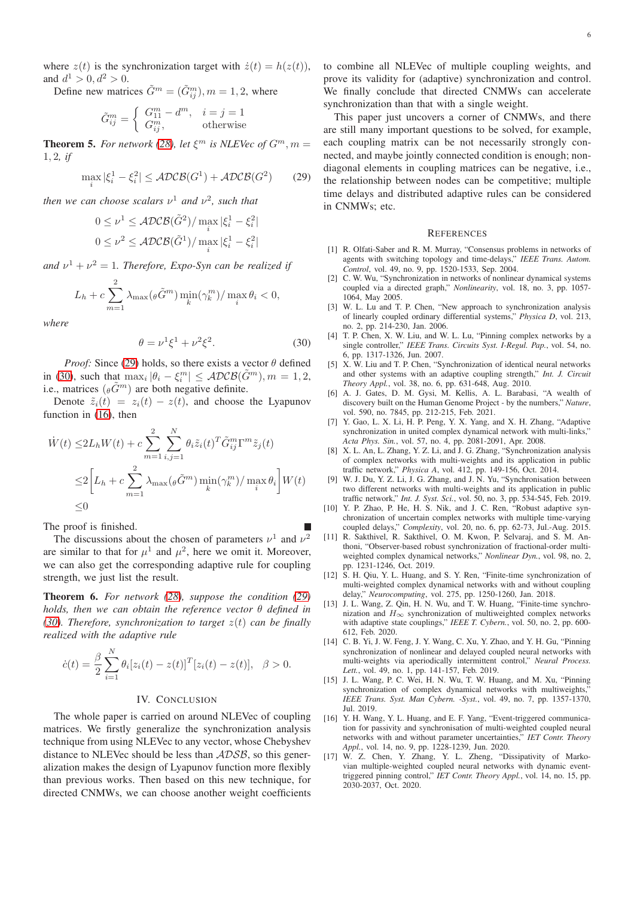where $z(t)$ is the synchronization target with $\dot{z}(t) = h(z(t))$, and $d^1 > 0, d^2 > 0$.

Define new matrices $\tilde{G}^m = (\tilde{G}^m_{ij}), m = 1, 2$, where

$$\tilde{G}^m_{ij} = \begin{cases} G^m_{11} - d^m, & i = j = 1 \\ G^m_{ij}, & \text{otherwise} \end{cases}$$

**Theorem 5.** *For network (28), let $\xi^m$ is NLEVec of $G^m, m = 1, 2$, if*

$$\max_i |\xi^1_i - \xi^2_i| \le \mathcal{ADCB}(G^1) + \mathcal{ADCB}(G^2) \tag{29}$$

*then we can choose scalars $\nu^1$ and $\nu^2$, such that*

$$0 \le \nu^1 \le \mathcal{ADCB}(\tilde{G}^2) / \max_i |\xi^1_i - \xi^2_i|$$
$$0 \le \nu^2 \le \mathcal{ADCB}(\tilde{G}^1) / \max_i |\xi^1_i - \xi^2_i|$$

*and $\nu^1 + \nu^2 = 1$. Therefore, Expo-Syn can be realized if*

$$L_h + c \sum_{m=1}^{2} \lambda_{\max}({}_{\theta}\tilde{G}^m) \min_k(\gamma^m_k) / \max_i \theta_i < 0,$$

*where*

$$\theta = \nu^1 \xi^1 + \nu^2 \xi^2. \tag{30}$$

*Proof:* Since (29) holds, so there exists a vector $\theta$ defined in (30), such that $\max_i |\theta_i - \xi^m_i| \le \mathcal{ADCB}(\tilde{G}^m), m = 1, 2$, i.e., matrices $({}_{\theta}\tilde{G}^m)$ are both negative definite.

Denote $\tilde{z}_i(t) = z_i(t) - z(t)$, and choose the Lyapunov function in (16), then

$$\begin{aligned}
\dot{W}(t) \le & 2L_h W(t) + c \sum_{m=1}^{2} \sum_{i,j=1}^{N} \theta_i \tilde{z}_i(t)^T \tilde{G}^m_{ij} \Gamma^m \tilde{z}_j(t) \\
\le & 2\Big[ L_h + c \sum_{m=1}^{2} \lambda_{\max}({}_{\theta}\tilde{G}^m) \min_k(\gamma^m_k) / \max_i \theta_i \Big] W(t) \\
\le & 0
\end{aligned}$$

The proof is finished. ∎

The discussions about the chosen of parameters $\nu^1$ and $\nu^2$ are similar to that for $\mu^1$ and $\mu^2$, here we omit it. Moreover, we can also get the corresponding adaptive rule for coupling strength, we just list the result.

**Theorem 6.** *For network (28), suppose the condition (29) holds, then we can obtain the reference vector $\theta$ defined in (30). Therefore, synchronization to target $z(t)$ can be finally realized with the adaptive rule*

$$\dot{c}(t) = \frac{\beta}{2} \sum_{i=1}^{N} \theta_i [z_i(t) - z(t)]^T [z_i(t) - z(t)], \quad \beta > 0.$$

## IV. Conclusion

The whole paper is carried on around NLEVec of coupling matrices. We firstly generalize the synchronization analysis technique from using NLEVec to any vector, whose Chebyshev distance to NLEVec should be less than $\mathcal{ADSB}$, so this generalization makes the design of Lyapunov function more flexibly than previous works. Then based on this new technique, for directed CNMWs, we can choose another weight coefficients to combine all NLEVec of multiple coupling weights, and prove its validity for (adaptive) synchronization and control. We finally conclude that directed CNMWs can accelerate synchronization than that with a single weight.

This paper just uncovers a corner of CNMWs, and there are still many important questions to be solved, for example, each coupling matrix can be not necessarily strongly connected, and maybe jointly connected condition is enough; non-diagonal elements in coupling matrices can be negative, i.e., the relationship between nodes can be competitive; multiple time delays and distributed adaptive rules can be considered in CNMWs; etc.

## References

[1] R. Olfati-Saber and R. M. Murray, "Consensus problems in networks of agents with switching topology and time-delays," *IEEE Trans. Autom. Control*, vol. 49, no. 9, pp. 1520-1533, Sep. 2004.

[2] C. W. Wu, "Synchronization in networks of nonlinear dynamical systems coupled via a directed graph," *Nonlinearity*, vol. 18, no. 3, pp. 1057-1064, May 2005.

[3] W. L. Lu and T. P. Chen, "New approach to synchronization analysis of linearly coupled ordinary differential systems," *Physica D*, vol. 213, no. 2, pp. 214-230, Jan. 2006.

[4] T. P. Chen, X. W. Liu, and W. L. Lu, "Pinning complex networks by a single controller," *IEEE Trans. Circuits Syst. I-Regul. Pap.*, vol. 54, no. 6, pp. 1317-1326, Jun. 2007.

[5] X. W. Liu and T. P. Chen, "Synchronization of identical neural networks and other systems with an adaptive coupling strength," *Int. J. Circuit Theory Appl.*, vol. 38, no. 6, pp. 631-648, Aug. 2010.

[6] A. J. Gates, D. M. Gysi, M. Kellis, A. L. Barabasi, "A wealth of discovery built on the Human Genome Project - by the numbers," *Nature*, vol. 590, no. 7845, pp. 212-215, Feb. 2021.

[7] Y. Gao, L. X. Li, H. P. Peng, Y. X. Yang, and X. H. Zhang, "Adaptive synchronization in united complex dynamical network with multi-links," *Acta Phys. Sin.*, vol. 57, no. 4, pp. 2081-2091, Apr. 2008.

[8] X. L. An, L. Zhang, Y. Z. Li, and J. G. Zhang, "Synchronization analysis of complex networks with multi-weights and its application in public traffic network," *Physica A*, vol. 412, pp. 149-156, Oct. 2014.

[9] W. J. Du, Y. Z. Li, J. G. Zhang, and J. N. Yu, "Synchronisation between two different networks with multi-weights and its application in public traffic network," *Int. J. Syst. Sci.*, vol. 50, no. 3, pp. 534-545, Feb. 2019.

[10] Y. P. Zhao, P. He, H. S. Nik, and J. C. Ren, "Robust adaptive synchronization of uncertain complex networks with multiple time-varying coupled delays," *Complexity*, vol. 20, no. 6, pp. 62-73, Jul.-Aug. 2015.

[11] R. Sakthivel, R. Sakthivel, O. M. Kwon, P. Selvaraj, and S. M. Anthoni, "Observer-based robust synchronization of fractional-order multi-weighted complex dynamical networks," *Nonlinear Dyn.*, vol. 98, no. 2, pp. 1231-1246, Oct. 2019.

[12] S. H. Qiu, Y. L. Huang, and S. Y. Ren, "Finite-time synchronization of multi-weighted complex dynamical networks with and without coupling delay," *Neurocomputing*, vol. 275, pp. 1250-1260, Jan. 2018.

[13] J. L. Wang, Z. Qin, H. N. Wu, and T. W. Huang, "Finite-time synchronization and $H_\infty$ synchronization of multiweighted complex networks with adaptive state couplings," *IEEE T. Cybern.*, vol. 50, no. 2, pp. 600-612, Feb. 2020.

[14] C. B. Yi, J. W. Feng, J. Y. Wang, C. Xu, Y. Zhao, and Y. H. Gu, "Pinning synchronization of nonlinear and delayed coupled neural networks with multi-weights via aperiodically intermittent control," *Neural Process. Lett.*, vol. 49, no. 1, pp. 141-157, Feb. 2019.

[15] J. L. Wang, P. C. Wei, H. N. Wu, T. W. Huang, and M. Xu, "Pinning synchronization of complex dynamical networks with multiweights," *IEEE Trans. Syst. Man Cybern. -Syst.*, vol. 49, no. 7, pp. 1357-1370, Jul. 2019.

[16] Y. H. Wang, Y. L. Huang, and E. F. Yang, "Event-triggered communication for passivity and synchronisation of multi-weighted coupled neural networks with and without parameter uncertainties," *IET Contr. Theory Appl.*, vol. 14, no. 9, pp. 1228-1239, Jun. 2020.

[17] W. Z. Chen, Y. Zhang, Y. L. Zheng, "Dissipativity of Markovian multiple-weighted coupled neural networks with dynamic event-triggered pinning control," *IET Contr. Theory Appl.*, vol. 14, no. 15, pp. 2030-2037, Oct. 2020.